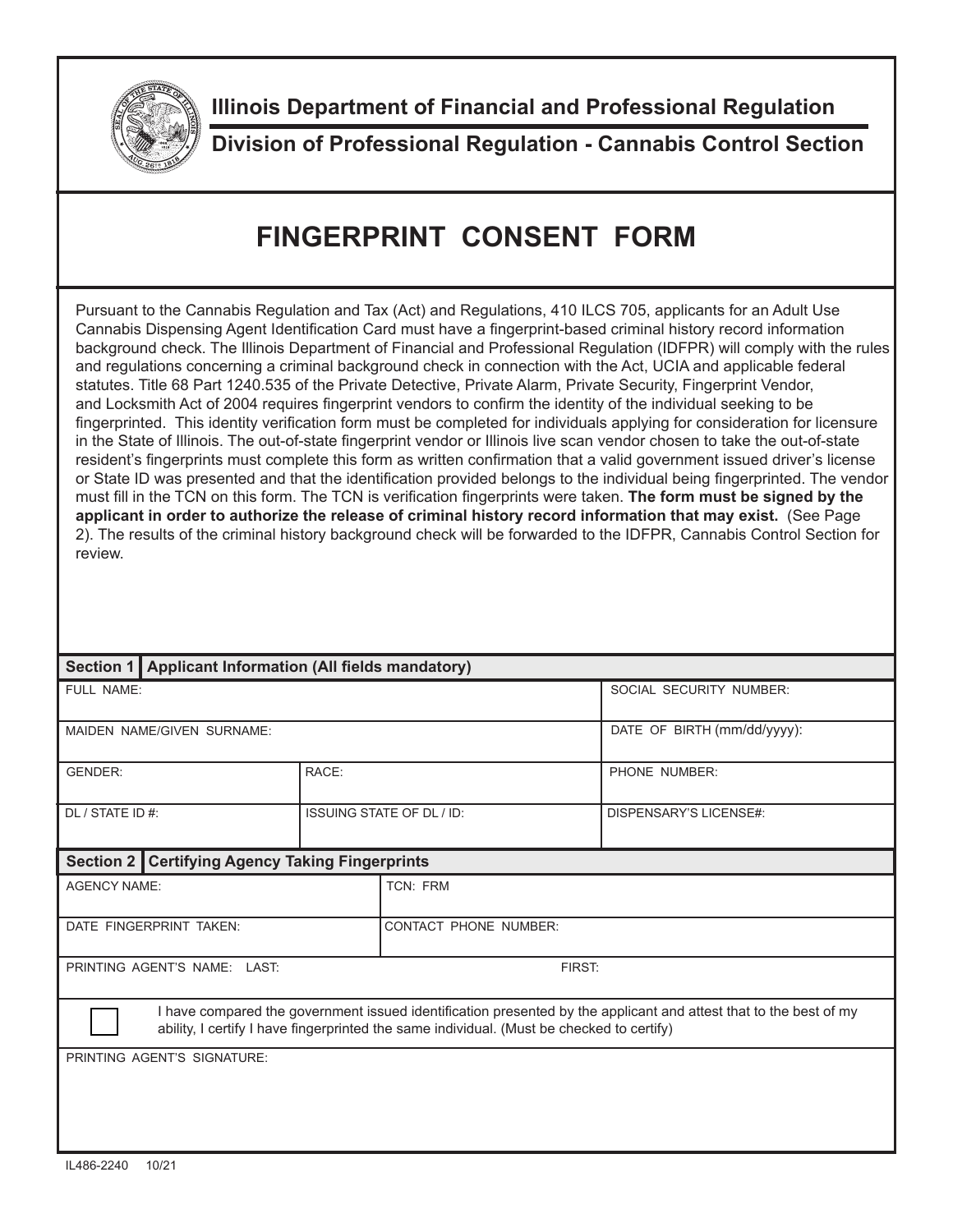Illinois Department of Financial and Professional Regulation

Division of Professional Regulation - Cannabis Control Section

# FINGERPRINT CONSENT FORM

Pursuant to the Cannabis Regulation and Tax (Act) and Regulations, 410 ILCS 705, applicants for an Adult Use Cannabis Dispensing Agent Identification Card must have a fingerprint-based criminal history record information background check. The Illinois Department of Financial and Professional Regulation (IDFPR) will comply with the rules and regulations concerning a criminal background check in connection with the Act, UCIA and applicable federal statutes. Title 68 Part 1240.535 of the Private Detective, Private Alarm, Private Security, Fingerprint Vendor, and Locksmith Act of 2004 requires fingerprint vendors to confirm the identity of the individual seeking to be fingerprinted. This identity verification form must be completed for individuals applying for consideration for licensure in the State of Illinois. The out-of-state fingerprint vendor or Illinois live scan vendor chosen to take the out-of-state resident's fingerprints must complete this form as written confirmation that a valid government issued driver's license or State ID was presented and that the identification provided belongs to the individual being fingerprinted. The vendor must fill in the TCN on this form. The TCN is verification fingerprints were taken. **The form must be signed by the applicant in order to authorize the release of criminal history record information that may exist.** (See Page 2). The results of the criminal history background check will be forwarded to the IDFPR, Cannabis Control Section for review.

| **Section 1** | **Applicant Information (All fields mandatory)** | |
|---|---|---|
| FULL NAME: | | SOCIAL SECURITY NUMBER: |
| MAIDEN NAME/GIVEN SURNAME: | | DATE OF BIRTH (mm/dd/yyyy): |
| GENDER: | RACE: | PHONE NUMBER: |
| DL / STATE ID #: | ISSUING STATE OF DL / ID: | DISPENSARY'S LICENSE#: |

| **Section 2** | **Certifying Agency Taking Fingerprints** |
|---|---|
| AGENCY NAME: | TCN: FRM |
| DATE FINGERPRINT TAKEN: | CONTACT PHONE NUMBER: |
| PRINTING AGENT'S NAME: LAST: | FIRST: |

☐ I have compared the government issued identification presented by the applicant and attest that to the best of my ability, I certify I have fingerprinted the same individual. (Must be checked to certify)

PRINTING AGENT'S SIGNATURE:

IL486-2240 10/21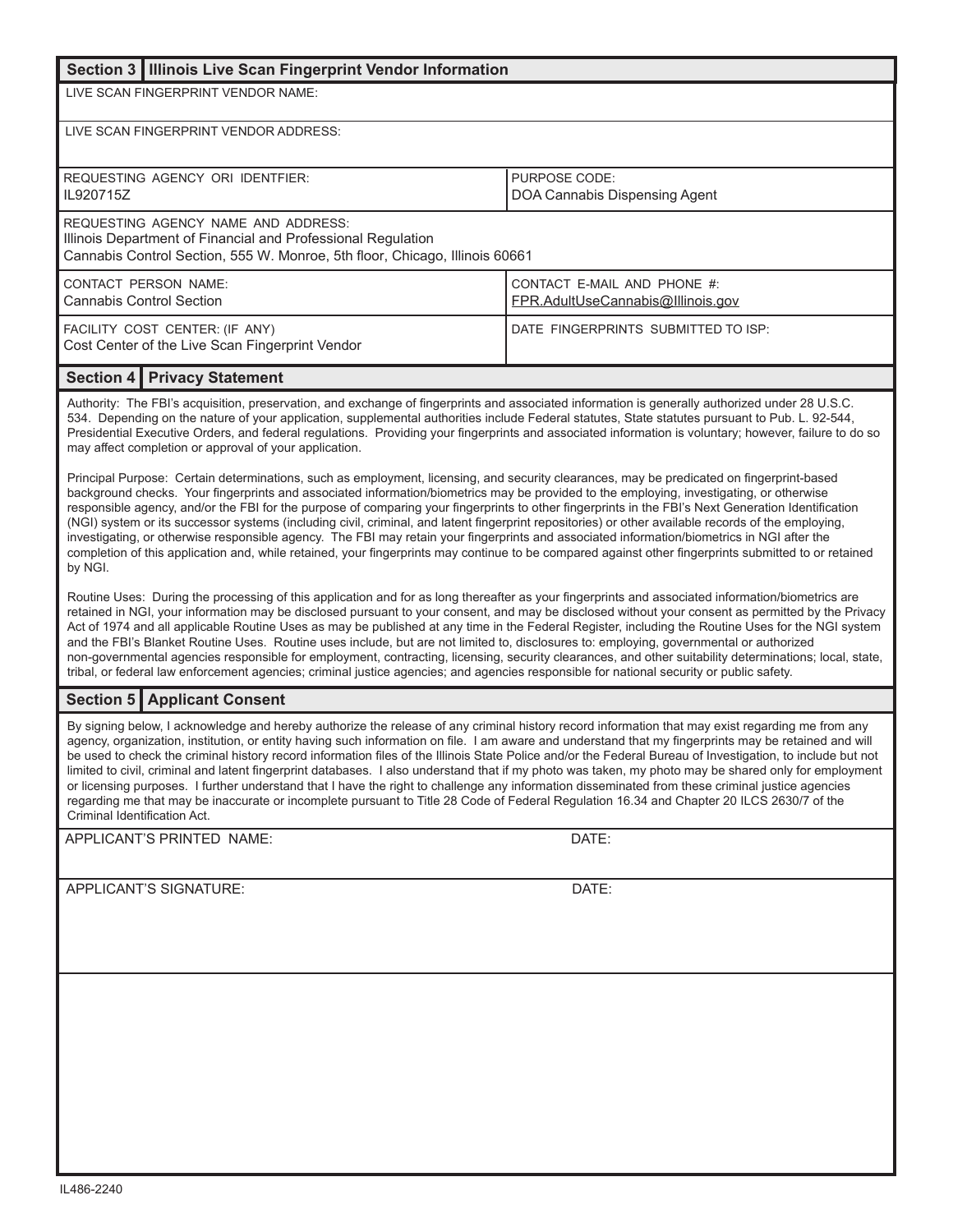## Section 3 Illinois Live Scan Fingerprint Vendor Information

| | |
|---|---|
| LIVE SCAN FINGERPRINT VENDOR NAME: | |
| LIVE SCAN FINGERPRINT VENDOR ADDRESS: | |
| REQUESTING AGENCY ORI IDENTFIER:<br>IL920715Z | PURPOSE CODE:<br>DOA Cannabis Dispensing Agent |
| REQUESTING AGENCY NAME AND ADDRESS:<br>Illinois Department of Financial and Professional Regulation<br>Cannabis Control Section, 555 W. Monroe, 5th floor, Chicago, Illinois 60661 | |
| CONTACT PERSON NAME:<br>Cannabis Control Section | CONTACT E-MAIL AND PHONE #:<br>FPR.AdultUseCannabis@Illinois.gov |
| FACILITY COST CENTER: (IF ANY)<br>Cost Center of the Live Scan Fingerprint Vendor | DATE FINGERPRINTS SUBMITTED TO ISP: |

## Section 4 Privacy Statement

Authority: The FBI's acquisition, preservation, and exchange of fingerprints and associated information is generally authorized under 28 U.S.C. 534. Depending on the nature of your application, supplemental authorities include Federal statutes, State statutes pursuant to Pub. L. 92-544, Presidential Executive Orders, and federal regulations. Providing your fingerprints and associated information is voluntary; however, failure to do so may affect completion or approval of your application.

Principal Purpose: Certain determinations, such as employment, licensing, and security clearances, may be predicated on fingerprint-based background checks. Your fingerprints and associated information/biometrics may be provided to the employing, investigating, or otherwise responsible agency, and/or the FBI for the purpose of comparing your fingerprints to other fingerprints in the FBI's Next Generation Identification (NGI) system or its successor systems (including civil, criminal, and latent fingerprint repositories) or other available records of the employing, investigating, or otherwise responsible agency. The FBI may retain your fingerprints and associated information/biometrics in NGI after the completion of this application and, while retained, your fingerprints may continue to be compared against other fingerprints submitted to or retained by NGI.

Routine Uses: During the processing of this application and for as long thereafter as your fingerprints and associated information/biometrics are retained in NGI, your information may be disclosed pursuant to your consent, and may be disclosed without your consent as permitted by the Privacy Act of 1974 and all applicable Routine Uses as may be published at any time in the Federal Register, including the Routine Uses for the NGI system and the FBI's Blanket Routine Uses. Routine uses include, but are not limited to, disclosures to: employing, governmental or authorized non-governmental agencies responsible for employment, contracting, licensing, security clearances, and other suitability determinations; local, state, tribal, or federal law enforcement agencies; criminal justice agencies; and agencies responsible for national security or public safety.

## Section 5 Applicant Consent

By signing below, I acknowledge and hereby authorize the release of any criminal history record information that may exist regarding me from any agency, organization, institution, or entity having such information on file. I am aware and understand that my fingerprints may be retained and will be used to check the criminal history record information files of the Illinois State Police and/or the Federal Bureau of Investigation, to include but not limited to civil, criminal and latent fingerprint databases. I also understand that if my photo was taken, my photo may be shared only for employment or licensing purposes. I further understand that I have the right to challenge any information disseminated from these criminal justice agencies regarding me that may be inaccurate or incomplete pursuant to Title 28 Code of Federal Regulation 16.34 and Chapter 20 ILCS 2630/7 of the Criminal Identification Act.

| | |
|---|---|
| APPLICANT'S PRINTED NAME: | DATE: |
| APPLICANT'S SIGNATURE: | DATE: |

IL486-2240